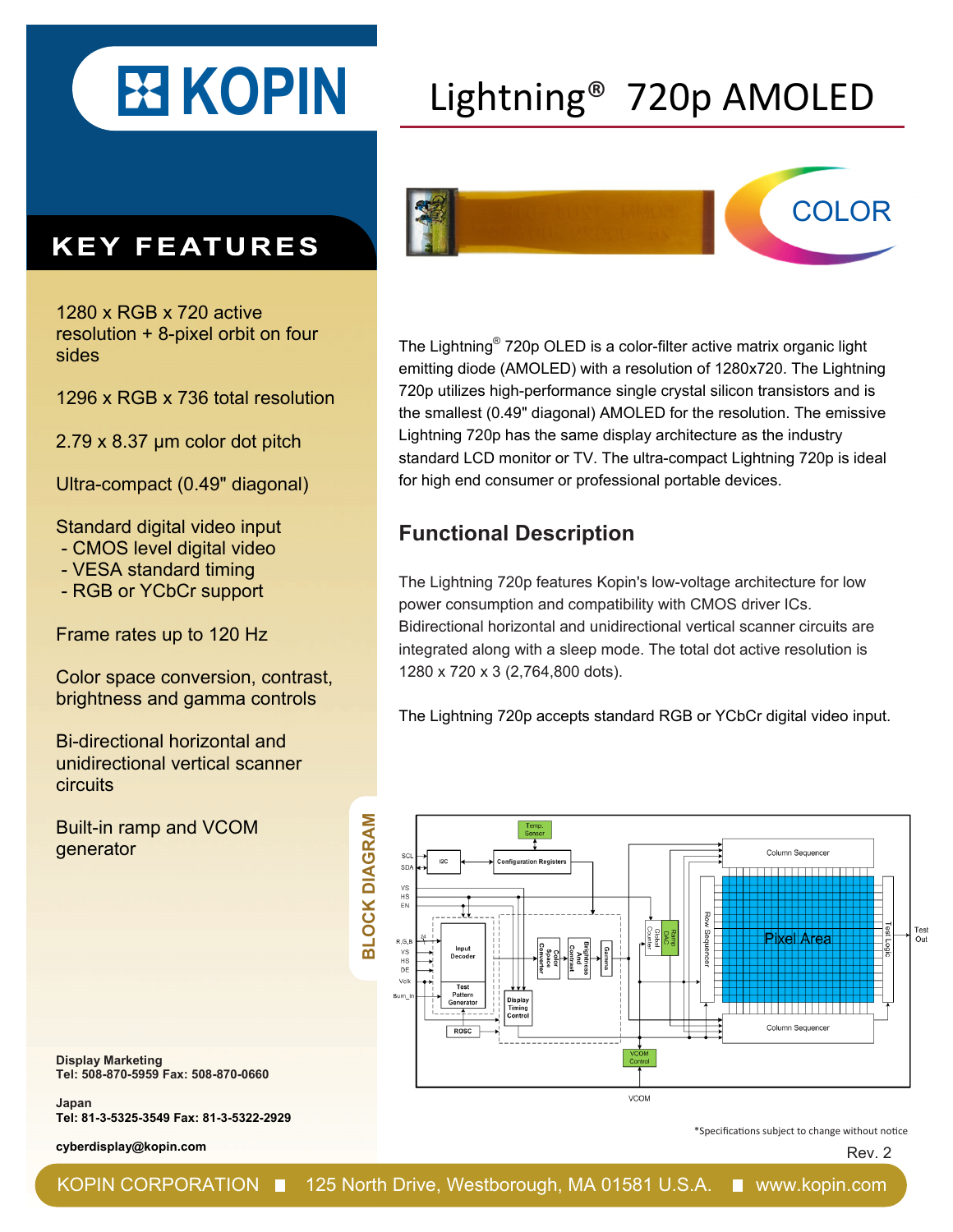# Lightning® 720p AMOLED

COLOR

## KEY FEATURES

1280 x RGB x 720 active resolution + 8-pixel orbit on four sides

1296 x RGB x 736 total resolution

2.79 x 8.37 µm color dot pitch

Ultra-compact (0.49" diagonal)

Standard digital video input
- CMOS level digital video
- VESA standard timing
- RGB or YCbCr support

Frame rates up to 120 Hz

Color space conversion, contrast, brightness and gamma controls

Bi-directional horizontal and unidirectional vertical scanner circuits

Built-in ramp and VCOM generator

The Lightning® 720p OLED is a color-filter active matrix organic light emitting diode (AMOLED) with a resolution of 1280x720. The Lightning 720p utilizes high-performance single crystal silicon transistors and is the smallest (0.49" diagonal) AMOLED for the resolution. The emissive Lightning 720p has the same display architecture as the industry standard LCD monitor or TV. The ultra-compact Lightning 720p is ideal for high end consumer or professional portable devices.

## Functional Description

The Lightning 720p features Kopin's low-voltage architecture for low power consumption and compatibility with CMOS driver ICs. Bidirectional horizontal and unidirectional vertical scanner circuits are integrated along with a sleep mode. The total dot active resolution is 1280 x 720 x 3 (2,764,800 dots).

The Lightning 720p accepts standard RGB or YCbCr digital video input.

## BLOCK DIAGRAM

Temp. Sensor; SCL; SDA; I2C; Configuration Registers; Column Sequencer; VS; HS; EN; R,G,B; 24; VS; HS; DE; Vclk; Burn_in; Input Decoder; Test Pattern Generator; ROSC; Color Space Converter; Color Space; Brightness And Contrast; Gamma; Display Timing Control; Global Counter; Ramp DAC; Row Sequencer; Pixel Area; Test Logic; Test Out; Column Sequencer; VCOM Control; VCOM

**Display Marketing**
**Tel: 508-870-5959 Fax: 508-870-0660**

**Japan**
**Tel: 81-3-5325-3549 Fax: 81-3-5322-2929**

**cyberdisplay@kopin.com**

*Specifications subject to change without notice

Rev. 2

KOPIN CORPORATION ■ 125 North Drive, Westborough, MA 01581 U.S.A. ■ www.kopin.com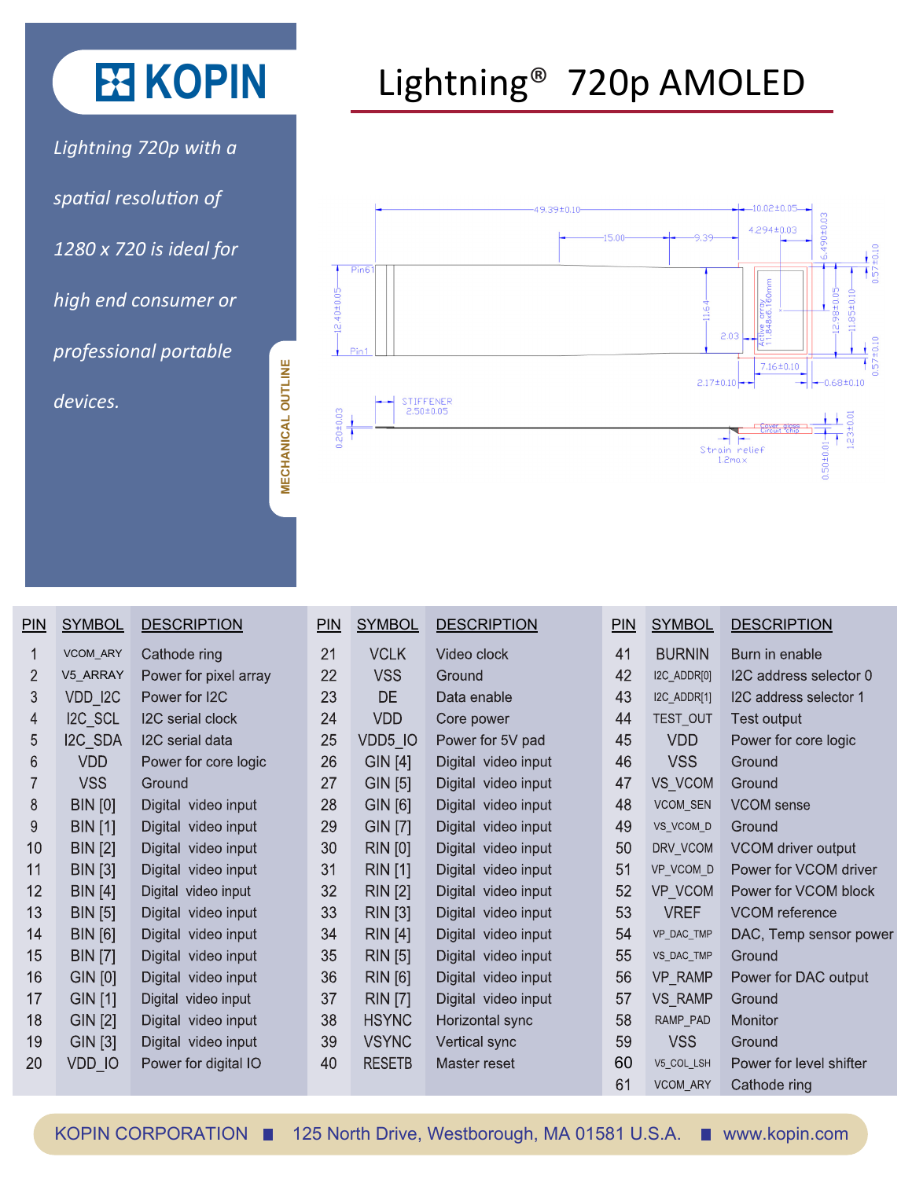# Lightning® 720p AMOLED

*Lightning 720p with a spatial resolution of 1280 x 720 is ideal for high end consumer or professional portable devices.*

MECHANICAL OUTLINE

49.39±0.10
10.02±0.05
4.294±0.03
15.00
9.39
6.490±0.03
0.57±0.10
Pin61
Pin1
12.40±0.05
11.64
2.03
Active array 11.848x6.160mm
12.98±0.05
11.85±0.10
0.57±0.10
7.16±0.10
2.17±0.10
0.68±0.10
STIFFENER
2.50±0.05
0.20±0.03
Cover glass
Circuit chip
Strain relief
1.2max
1.23±0.01
0.50±0.01

| PIN | SYMBOL | DESCRIPTION | PIN | SYMBOL | DESCRIPTION | PIN | SYMBOL | DESCRIPTION |
|---|---|---|---|---|---|---|---|---|
| 1 | VCOM_ARY | Cathode ring | 21 | VCLK | Video clock | 41 | BURNIN | Burn in enable |
| 2 | V5_ARRAY | Power for pixel array | 22 | VSS | Ground | 42 | I2C_ADDR[0] | I2C address selector 0 |
| 3 | VDD_I2C | Power for I2C | 23 | DE | Data enable | 43 | I2C_ADDR[1] | I2C address selector 1 |
| 4 | I2C_SCL | I2C serial clock | 24 | VDD | Core power | 44 | TEST_OUT | Test output |
| 5 | I2C_SDA | I2C serial data | 25 | VDD5_IO | Power for 5V pad | 45 | VDD | Power for core logic |
| 6 | VDD | Power for core logic | 26 | GIN [4] | Digital video input | 46 | VSS | Ground |
| 7 | VSS | Ground | 27 | GIN [5] | Digital video input | 47 | VS_VCOM | Ground |
| 8 | BIN [0] | Digital video input | 28 | GIN [6] | Digital video input | 48 | VCOM_SEN | VCOM sense |
| 9 | BIN [1] | Digital video input | 29 | GIN [7] | Digital video input | 49 | VS_VCOM_D | Ground |
| 10 | BIN [2] | Digital video input | 30 | RIN [0] | Digital video input | 50 | DRV_VCOM | VCOM driver output |
| 11 | BIN [3] | Digital video input | 31 | RIN [1] | Digital video input | 51 | VP_VCOM_D | Power for VCOM driver |
| 12 | BIN [4] | Digital video input | 32 | RIN [2] | Digital video input | 52 | VP_VCOM | Power for VCOM block |
| 13 | BIN [5] | Digital video input | 33 | RIN [3] | Digital video input | 53 | VREF | VCOM reference |
| 14 | BIN [6] | Digital video input | 34 | RIN [4] | Digital video input | 54 | VP_DAC_TMP | DAC, Temp sensor power |
| 15 | BIN [7] | Digital video input | 35 | RIN [5] | Digital video input | 55 | VS_DAC_TMP | Ground |
| 16 | GIN [0] | Digital video input | 36 | RIN [6] | Digital video input | 56 | VP_RAMP | Power for DAC output |
| 17 | GIN [1] | Digital video input | 37 | RIN [7] | Digital video input | 57 | VS_RAMP | Ground |
| 18 | GIN [2] | Digital video input | 38 | HSYNC | Horizontal sync | 58 | RAMP_PAD | Monitor |
| 19 | GIN [3] | Digital video input | 39 | VSYNC | Vertical sync | 59 | VSS | Ground |
| 20 | VDD_IO | Power for digital IO | 40 | RESETB | Master reset | 60 | V5_COL_LSH | Power for level shifter |
| | | | | | | 61 | VCOM_ARY | Cathode ring |

KOPIN CORPORATION ■ 125 North Drive, Westborough, MA 01581 U.S.A. ■ www.kopin.com